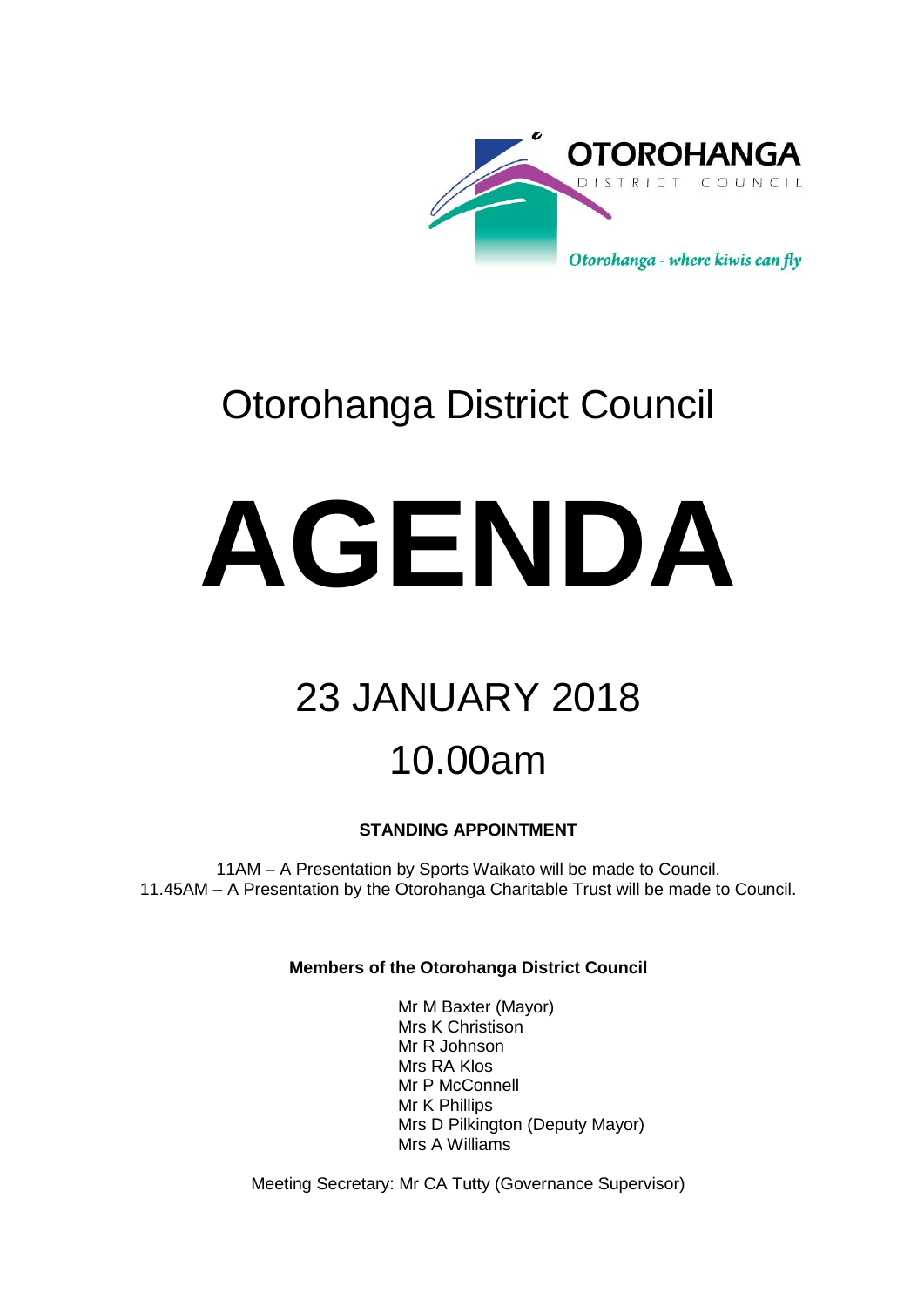OTOROHANGA

DISTRICT COUNCIL

*Otorohanga - where kiwis can fly*

# Otorohanga District Council

# AGENDA

## 23 JANUARY 2018

## 10.00am

**STANDING APPOINTMENT**

11AM – A Presentation by Sports Waikato will be made to Council.
11.45AM – A Presentation by the Otorohanga Charitable Trust will be made to Council.

**Members of the Otorohanga District Council**

Mr M Baxter (Mayor)
Mrs K Christison
Mr R Johnson
Mrs RA Klos
Mr P McConnell
Mr K Phillips
Mrs D Pilkington (Deputy Mayor)
Mrs A Williams

Meeting Secretary: Mr CA Tutty (Governance Supervisor)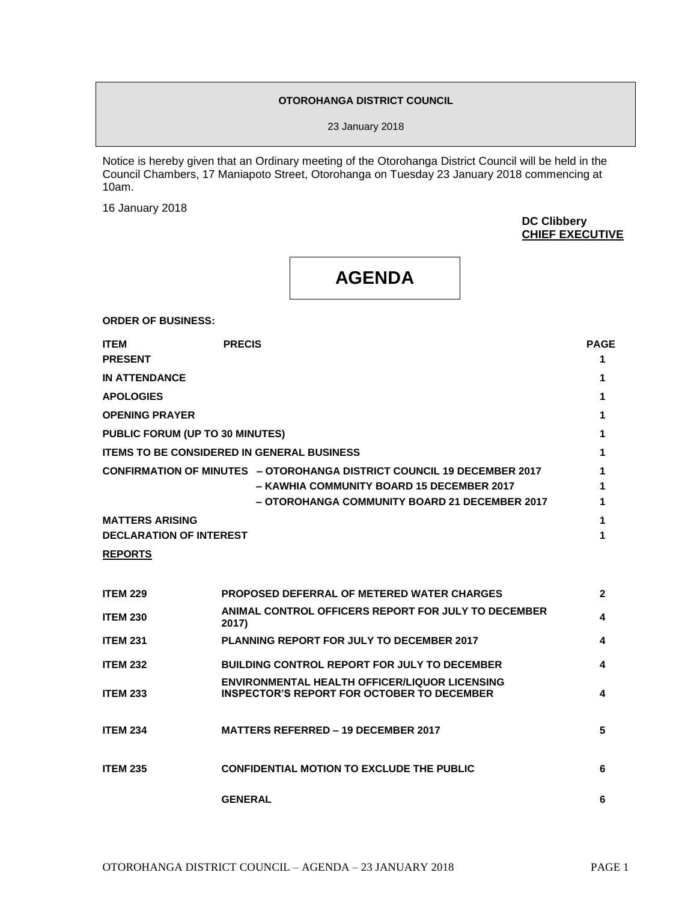**OTOROHANGA DISTRICT COUNCIL**

23 January 2018

Notice is hereby given that an Ordinary meeting of the Otorohanga District Council will be held in the Council Chambers, 17 Maniapoto Street, Otorohanga on Tuesday 23 January 2018 commencing at 10am.

16 January 2018

**DC Clibbery**
**CHIEF EXECUTIVE**

# AGENDA

**ORDER OF BUSINESS:**

| ITEM | PRECIS | PAGE |
|---|---|---|
| **PRESENT** | | **1** |
| **IN ATTENDANCE** | | **1** |
| **APOLOGIES** | | **1** |
| **OPENING PRAYER** | | **1** |
| **PUBLIC FORUM (UP TO 30 MINUTES)** | | **1** |
| **ITEMS TO BE CONSIDERED IN GENERAL BUSINESS** | | **1** |
| **CONFIRMATION OF MINUTES** | **– OTOROHANGA DISTRICT COUNCIL 19 DECEMBER 2017** | **1** |
| | **– KAWHIA COMMUNITY BOARD 15 DECEMBER 2017** | **1** |
| | **– OTOROHANGA COMMUNITY BOARD 21 DECEMBER 2017** | **1** |
| **MATTERS ARISING** | | **1** |
| **DECLARATION OF INTEREST** | | **1** |
| **REPORTS** | | |
| **ITEM 229** | **PROPOSED DEFERRAL OF METERED WATER CHARGES** | **2** |
| **ITEM 230** | **ANIMAL CONTROL OFFICERS REPORT FOR JULY TO DECEMBER 2017)** | **4** |
| **ITEM 231** | **PLANNING REPORT FOR JULY TO DECEMBER 2017** | **4** |
| **ITEM 232** | **BUILDING CONTROL REPORT FOR JULY TO DECEMBER** | **4** |
| **ITEM 233** | **ENVIRONMENTAL HEALTH OFFICER/LIQUOR LICENSING INSPECTOR'S REPORT FOR OCTOBER TO DECEMBER** | **4** |
| **ITEM 234** | **MATTERS REFERRED – 19 DECEMBER 2017** | **5** |
| **ITEM 235** | **CONFIDENTIAL MOTION TO EXCLUDE THE PUBLIC** | **6** |
| | **GENERAL** | **6** |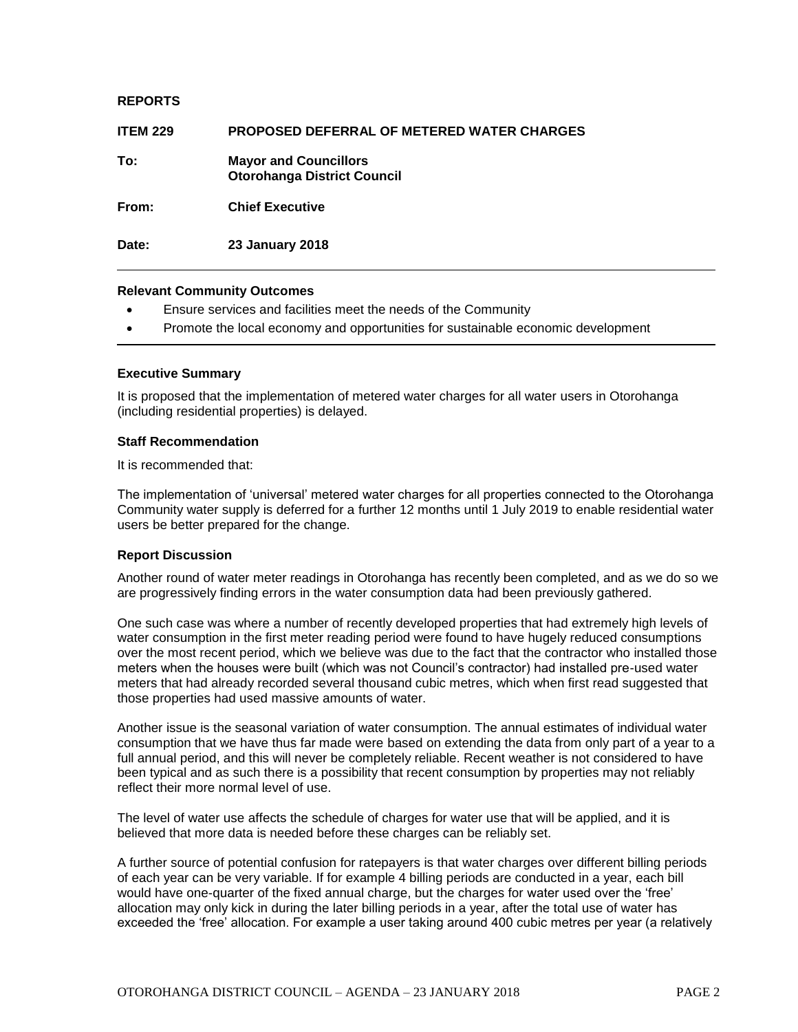**REPORTS**

**ITEM 229 PROPOSED DEFERRAL OF METERED WATER CHARGES**

**To: Mayor and Councillors**
**Otorohanga District Council**

**From: Chief Executive**

**Date: 23 January 2018**

---

**Relevant Community Outcomes**

- Ensure services and facilities meet the needs of the Community
- Promote the local economy and opportunities for sustainable economic development

---

**Executive Summary**

It is proposed that the implementation of metered water charges for all water users in Otorohanga (including residential properties) is delayed.

**Staff Recommendation**

It is recommended that:

The implementation of 'universal' metered water charges for all properties connected to the Otorohanga Community water supply is deferred for a further 12 months until 1 July 2019 to enable residential water users be better prepared for the change.

**Report Discussion**

Another round of water meter readings in Otorohanga has recently been completed, and as we do so we are progressively finding errors in the water consumption data had been previously gathered.

One such case was where a number of recently developed properties that had extremely high levels of water consumption in the first meter reading period were found to have hugely reduced consumptions over the most recent period, which we believe was due to the fact that the contractor who installed those meters when the houses were built (which was not Council's contractor) had installed pre-used water meters that had already recorded several thousand cubic metres, which when first read suggested that those properties had used massive amounts of water.

Another issue is the seasonal variation of water consumption. The annual estimates of individual water consumption that we have thus far made were based on extending the data from only part of a year to a full annual period, and this will never be completely reliable. Recent weather is not considered to have been typical and as such there is a possibility that recent consumption by properties may not reliably reflect their more normal level of use.

The level of water use affects the schedule of charges for water use that will be applied, and it is believed that more data is needed before these charges can be reliably set.

A further source of potential confusion for ratepayers is that water charges over different billing periods of each year can be very variable. If for example 4 billing periods are conducted in a year, each bill would have one-quarter of the fixed annual charge, but the charges for water used over the 'free' allocation may only kick in during the later billing periods in a year, after the total use of water has exceeded the 'free' allocation. For example a user taking around 400 cubic metres per year (a relatively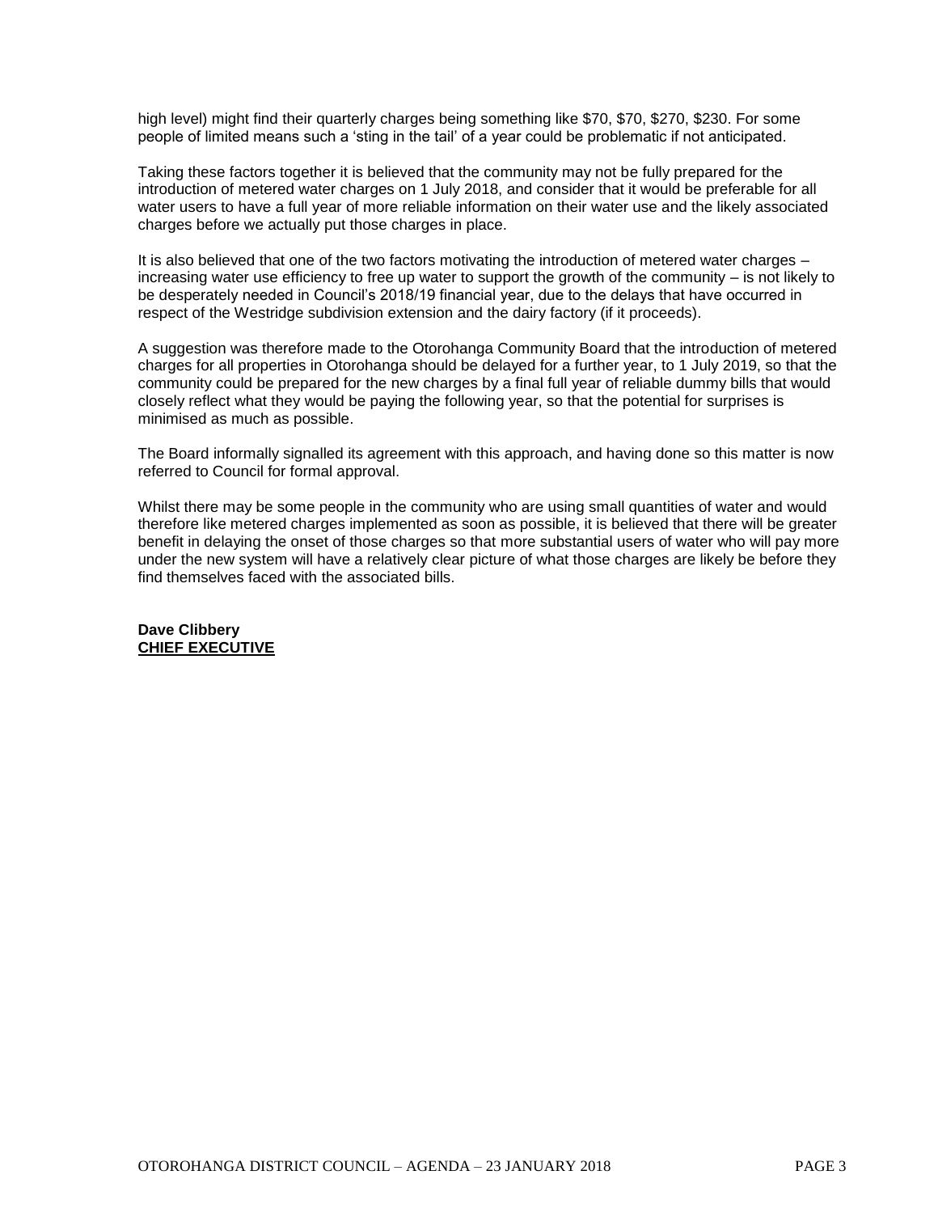high level) might find their quarterly charges being something like $70, $70, $270, $230. For some people of limited means such a 'sting in the tail' of a year could be problematic if not anticipated.

Taking these factors together it is believed that the community may not be fully prepared for the introduction of metered water charges on 1 July 2018, and consider that it would be preferable for all water users to have a full year of more reliable information on their water use and the likely associated charges before we actually put those charges in place.

It is also believed that one of the two factors motivating the introduction of metered water charges – increasing water use efficiency to free up water to support the growth of the community – is not likely to be desperately needed in Council's 2018/19 financial year, due to the delays that have occurred in respect of the Westridge subdivision extension and the dairy factory (if it proceeds).

A suggestion was therefore made to the Otorohanga Community Board that the introduction of metered charges for all properties in Otorohanga should be delayed for a further year, to 1 July 2019, so that the community could be prepared for the new charges by a final full year of reliable dummy bills that would closely reflect what they would be paying the following year, so that the potential for surprises is minimised as much as possible.

The Board informally signalled its agreement with this approach, and having done so this matter is now referred to Council for formal approval.

Whilst there may be some people in the community who are using small quantities of water and would therefore like metered charges implemented as soon as possible, it is believed that there will be greater benefit in delaying the onset of those charges so that more substantial users of water who will pay more under the new system will have a relatively clear picture of what those charges are likely be before they find themselves faced with the associated bills.

**Dave Clibbery**
**CHIEF EXECUTIVE**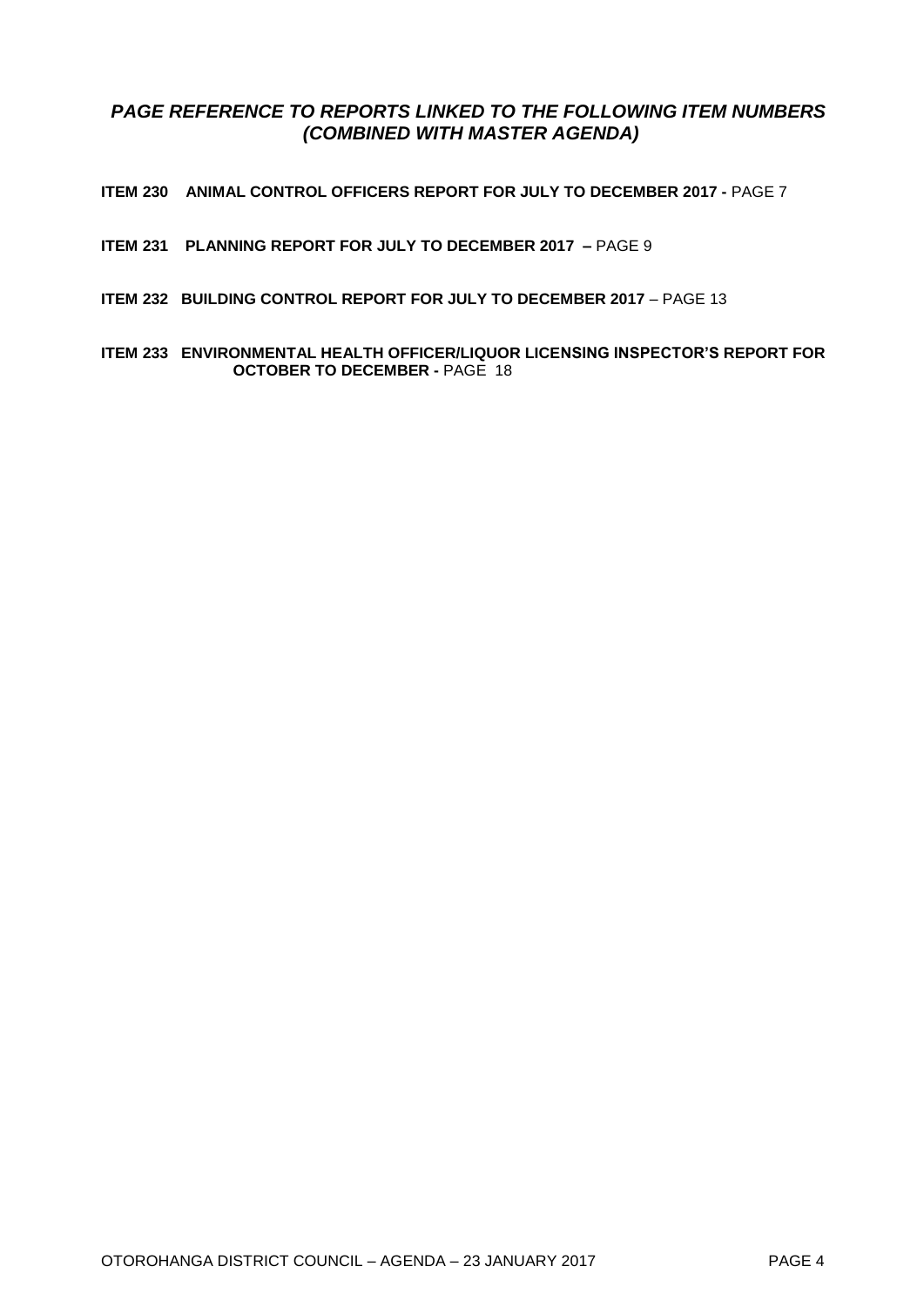## *PAGE REFERENCE TO REPORTS LINKED TO THE FOLLOWING ITEM NUMBERS (COMBINED WITH MASTER AGENDA)*

**ITEM 230 ANIMAL CONTROL OFFICERS REPORT FOR JULY TO DECEMBER 2017 -** PAGE 7

**ITEM 231 PLANNING REPORT FOR JULY TO DECEMBER 2017 –** PAGE 9

**ITEM 232 BUILDING CONTROL REPORT FOR JULY TO DECEMBER 2017** – PAGE 13

**ITEM 233 ENVIRONMENTAL HEALTH OFFICER/LIQUOR LICENSING INSPECTOR'S REPORT FOR OCTOBER TO DECEMBER -** PAGE 18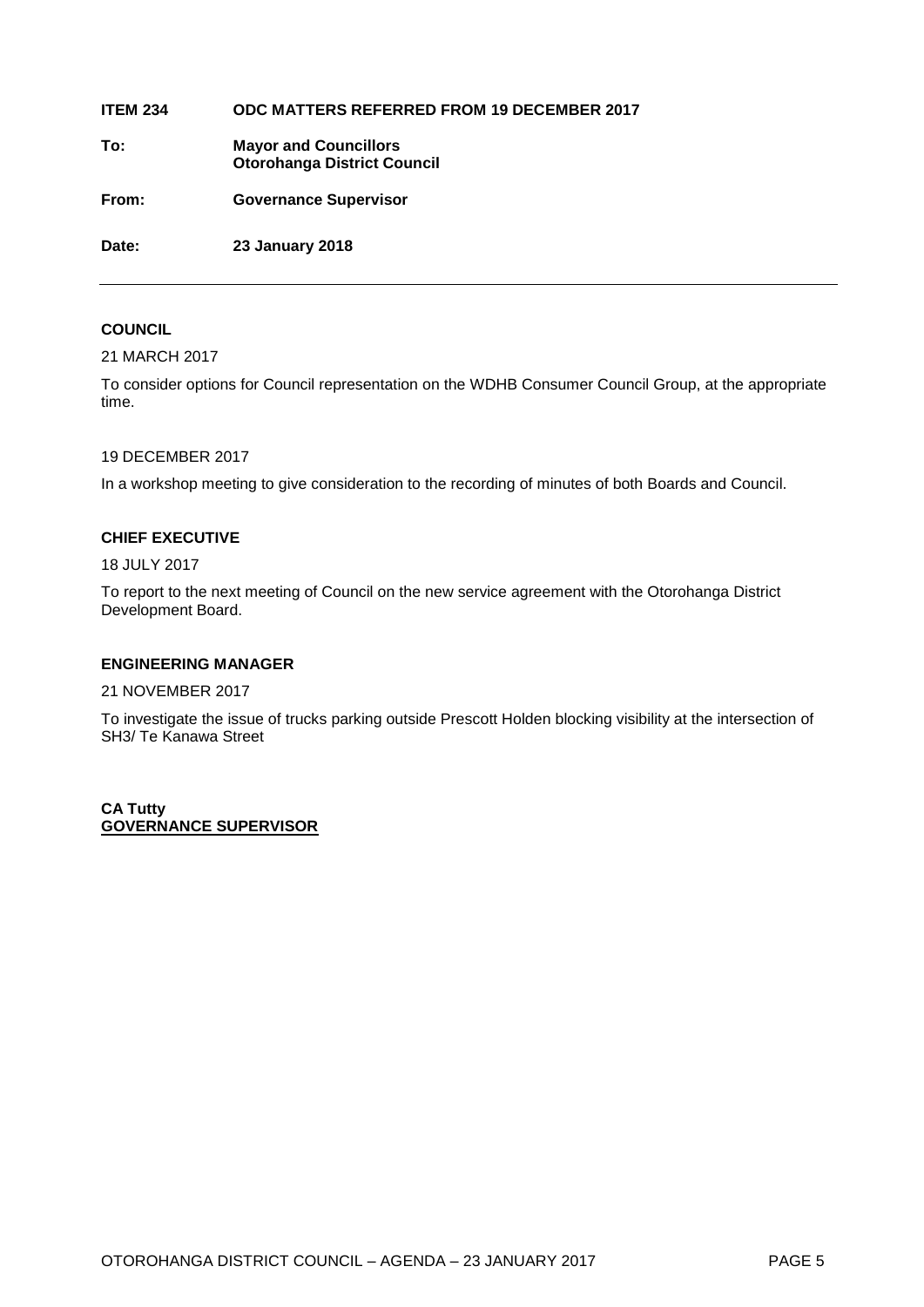| | |
|---|---|
| **ITEM 234** | **ODC MATTERS REFERRED FROM 19 DECEMBER 2017** |
| **To:** | **Mayor and Councillors**<br>**Otorohanga District Council** |
| **From:** | **Governance Supervisor** |
| **Date:** | **23 January 2018** |

---

**COUNCIL**

21 MARCH 2017

To consider options for Council representation on the WDHB Consumer Council Group, at the appropriate time.

19 DECEMBER 2017

In a workshop meeting to give consideration to the recording of minutes of both Boards and Council.

**CHIEF EXECUTIVE**

18 JULY 2017

To report to the next meeting of Council on the new service agreement with the Otorohanga District Development Board.

**ENGINEERING MANAGER**

21 NOVEMBER 2017

To investigate the issue of trucks parking outside Prescott Holden blocking visibility at the intersection of SH3/ Te Kanawa Street

**CA Tutty**
**GOVERNANCE SUPERVISOR**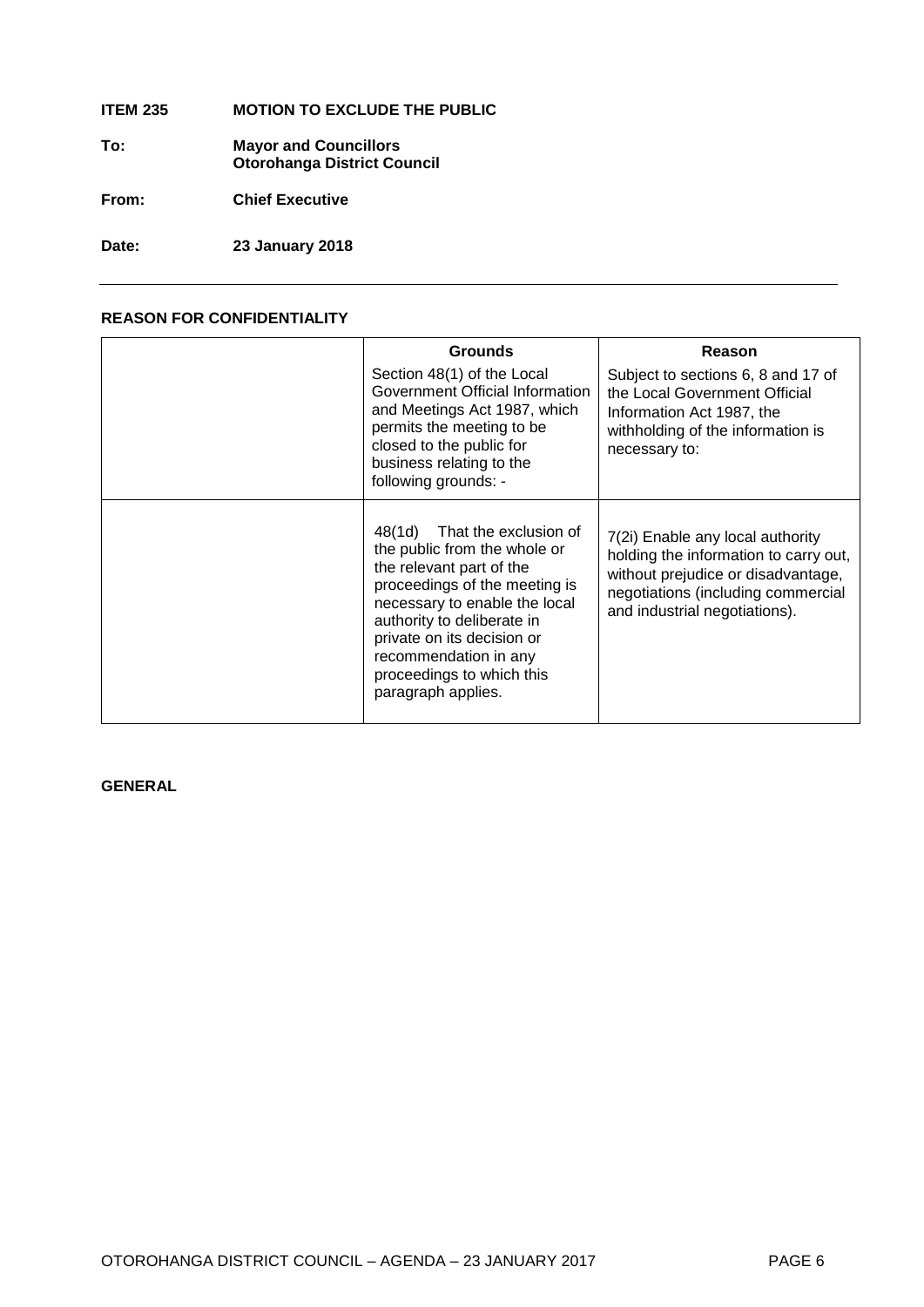**ITEM 235 MOTION TO EXCLUDE THE PUBLIC**

**To:** **Mayor and Councillors**
**Otorohanga District Council**

**From:** **Chief Executive**

**Date:** **23 January 2018**

---

**REASON FOR CONFIDENTIALITY**

| | **Grounds** | **Reason** |
|---|---|---|
| | Section 48(1) of the Local Government Official Information and Meetings Act 1987, which permits the meeting to be closed to the public for business relating to the following grounds: - | Subject to sections 6, 8 and 17 of the Local Government Official Information Act 1987, the withholding of the information is necessary to: |
| | 48(1d) That the exclusion of the public from the whole or the relevant part of the proceedings of the meeting is necessary to enable the local authority to deliberate in private on its decision or recommendation in any proceedings to which this paragraph applies. | 7(2i) Enable any local authority holding the information to carry out, without prejudice or disadvantage, negotiations (including commercial and industrial negotiations). |

**GENERAL**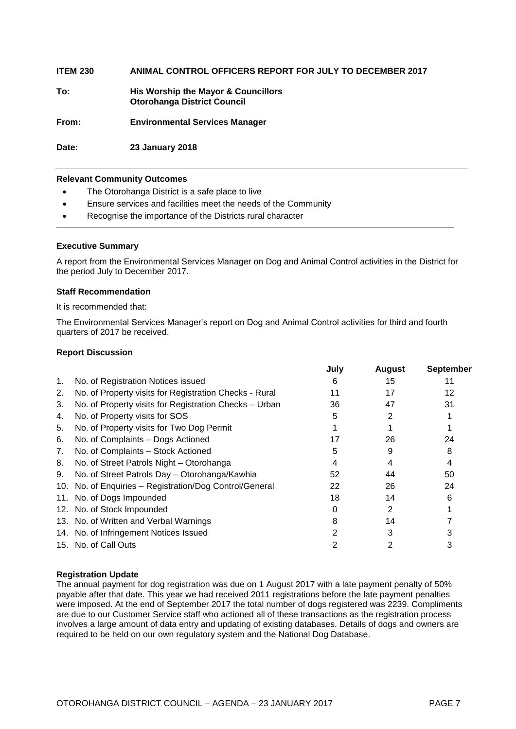**ITEM 230 ANIMAL CONTROL OFFICERS REPORT FOR JULY TO DECEMBER 2017**

**To: His Worship the Mayor & Councillors**
**Otorohanga District Council**

**From: Environmental Services Manager**

**Date: 23 January 2018**

---

**Relevant Community Outcomes**

- The Otorohanga District is a safe place to live
- Ensure services and facilities meet the needs of the Community
- Recognise the importance of the Districts rural character

---

**Executive Summary**

A report from the Environmental Services Manager on Dog and Animal Control activities in the District for the period July to December 2017.

**Staff Recommendation**

It is recommended that:

The Environmental Services Manager's report on Dog and Animal Control activities for third and fourth quarters of 2017 be received.

**Report Discussion**

| | | July | August | September |
|---|---|---|---|---|
| 1. | No. of Registration Notices issued | 6 | 15 | 11 |
| 2. | No. of Property visits for Registration Checks - Rural | 11 | 17 | 12 |
| 3. | No. of Property visits for Registration Checks – Urban | 36 | 47 | 31 |
| 4. | No. of Property visits for SOS | 5 | 2 | 1 |
| 5. | No. of Property visits for Two Dog Permit | 1 | 1 | 1 |
| 6. | No. of Complaints – Dogs Actioned | 17 | 26 | 24 |
| 7. | No. of Complaints – Stock Actioned | 5 | 9 | 8 |
| 8. | No. of Street Patrols Night – Otorohanga | 4 | 4 | 4 |
| 9. | No. of Street Patrols Day – Otorohanga/Kawhia | 52 | 44 | 50 |
| 10. | No. of Enquiries – Registration/Dog Control/General | 22 | 26 | 24 |
| 11. | No. of Dogs Impounded | 18 | 14 | 6 |
| 12. | No. of Stock Impounded | 0 | 2 | 1 |
| 13. | No. of Written and Verbal Warnings | 8 | 14 | 7 |
| 14. | No. of Infringement Notices Issued | 2 | 3 | 3 |
| 15. | No. of Call Outs | 2 | 2 | 3 |

**Registration Update**

The annual payment for dog registration was due on 1 August 2017 with a late payment penalty of 50% payable after that date. This year we had received 2011 registrations before the late payment penalties were imposed. At the end of September 2017 the total number of dogs registered was 2239. Compliments are due to our Customer Service staff who actioned all of these transactions as the registration process involves a large amount of data entry and updating of existing databases. Details of dogs and owners are required to be held on our own regulatory system and the National Dog Database.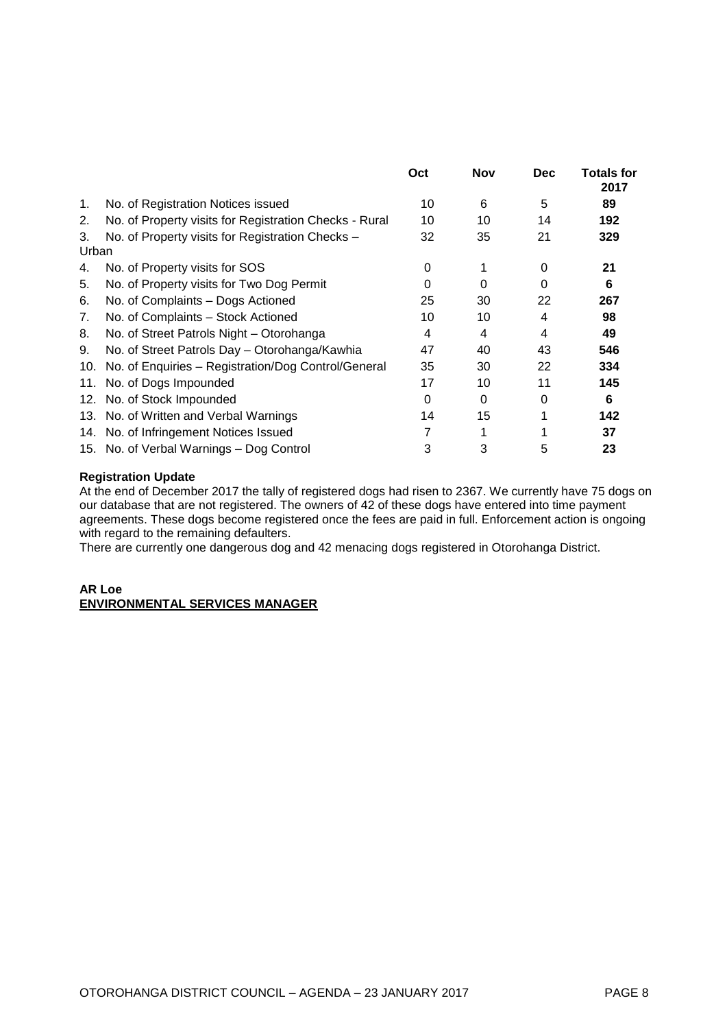| | Oct | Nov | Dec | Totals for 2017 |
|---|---|---|---|---|
| 1. No. of Registration Notices issued | 10 | 6 | 5 | **89** |
| 2. No. of Property visits for Registration Checks - Rural | 10 | 10 | 14 | **192** |
| 3. No. of Property visits for Registration Checks – Urban | 32 | 35 | 21 | **329** |
| 4. No. of Property visits for SOS | 0 | 1 | 0 | **21** |
| 5. No. of Property visits for Two Dog Permit | 0 | 0 | 0 | **6** |
| 6. No. of Complaints – Dogs Actioned | 25 | 30 | 22 | **267** |
| 7. No. of Complaints – Stock Actioned | 10 | 10 | 4 | **98** |
| 8. No. of Street Patrols Night – Otorohanga | 4 | 4 | 4 | **49** |
| 9. No. of Street Patrols Day – Otorohanga/Kawhia | 47 | 40 | 43 | **546** |
| 10. No. of Enquiries – Registration/Dog Control/General | 35 | 30 | 22 | **334** |
| 11. No. of Dogs Impounded | 17 | 10 | 11 | **145** |
| 12. No. of Stock Impounded | 0 | 0 | 0 | **6** |
| 13. No. of Written and Verbal Warnings | 14 | 15 | 1 | **142** |
| 14. No. of Infringement Notices Issued | 7 | 1 | 1 | **37** |
| 15. No. of Verbal Warnings – Dog Control | 3 | 3 | 5 | **23** |

**Registration Update**

At the end of December 2017 the tally of registered dogs had risen to 2367. We currently have 75 dogs on our database that are not registered. The owners of 42 of these dogs have entered into time payment agreements. These dogs become registered once the fees are paid in full. Enforcement action is ongoing with regard to the remaining defaulters.

There are currently one dangerous dog and 42 menacing dogs registered in Otorohanga District.

**AR Loe**
**ENVIRONMENTAL SERVICES MANAGER**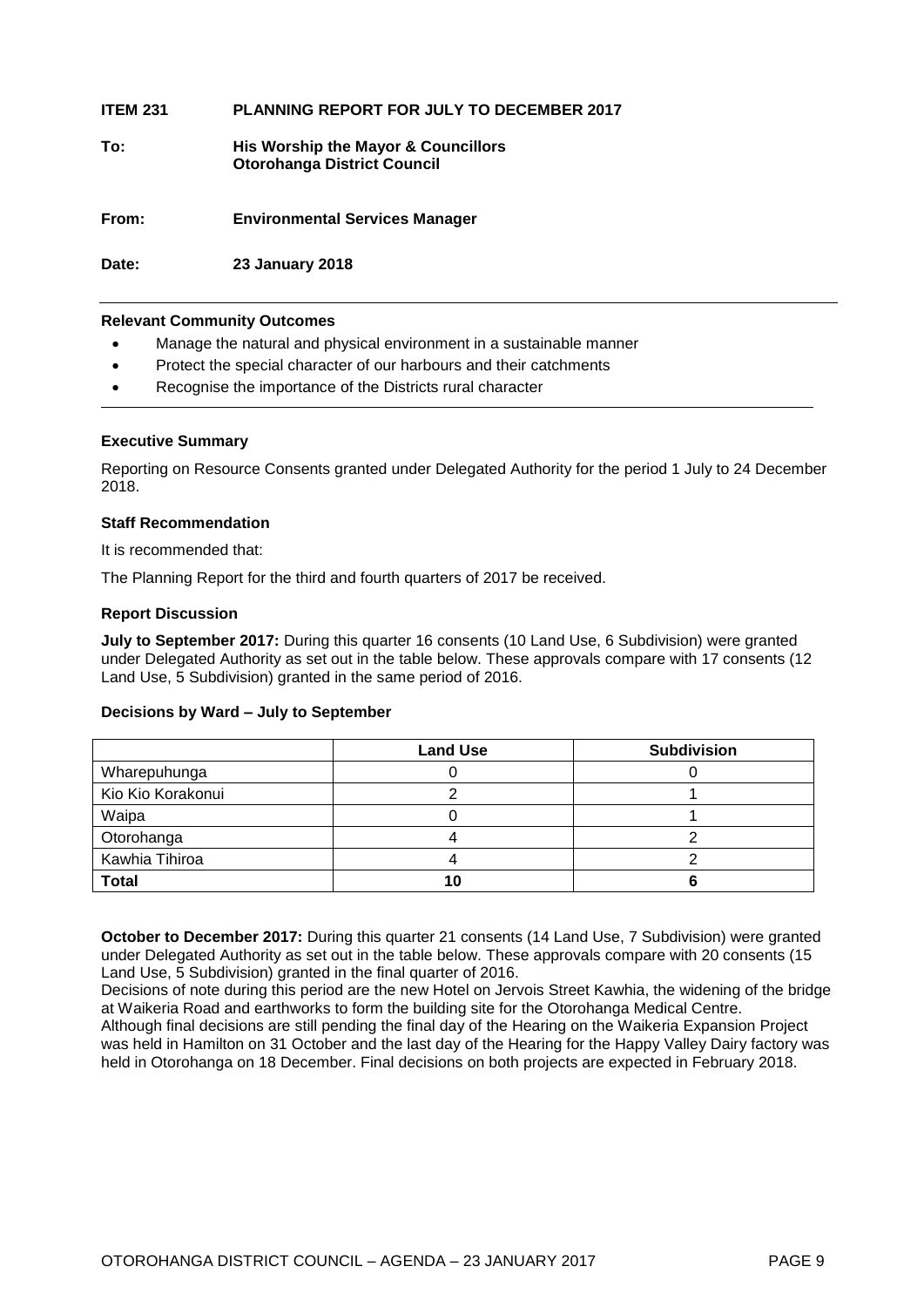**ITEM 231 PLANNING REPORT FOR JULY TO DECEMBER 2017**

**To: His Worship the Mayor & Councillors**
**Otorohanga District Council**

**From: Environmental Services Manager**

**Date: 23 January 2018**

---

**Relevant Community Outcomes**

- Manage the natural and physical environment in a sustainable manner
- Protect the special character of our harbours and their catchments
- Recognise the importance of the Districts rural character

---

**Executive Summary**

Reporting on Resource Consents granted under Delegated Authority for the period 1 July to 24 December 2018.

**Staff Recommendation**

It is recommended that:

The Planning Report for the third and fourth quarters of 2017 be received.

**Report Discussion**

**July to September 2017:** During this quarter 16 consents (10 Land Use, 6 Subdivision) were granted under Delegated Authority as set out in the table below. These approvals compare with 17 consents (12 Land Use, 5 Subdivision) granted in the same period of 2016.

**Decisions by Ward – July to September**

| | Land Use | Subdivision |
|---|---|---|
| Wharepuhunga | 0 | 0 |
| Kio Kio Korakonui | 2 | 1 |
| Waipa | 0 | 1 |
| Otorohanga | 4 | 2 |
| Kawhia Tihiroa | 4 | 2 |
| **Total** | **10** | **6** |

**October to December 2017:** During this quarter 21 consents (14 Land Use, 7 Subdivision) were granted under Delegated Authority as set out in the table below. These approvals compare with 20 consents (15 Land Use, 5 Subdivision) granted in the final quarter of 2016.

Decisions of note during this period are the new Hotel on Jervois Street Kawhia, the widening of the bridge at Waikeria Road and earthworks to form the building site for the Otorohanga Medical Centre.

Although final decisions are still pending the final day of the Hearing on the Waikeria Expansion Project was held in Hamilton on 31 October and the last day of the Hearing for the Happy Valley Dairy factory was held in Otorohanga on 18 December. Final decisions on both projects are expected in February 2018.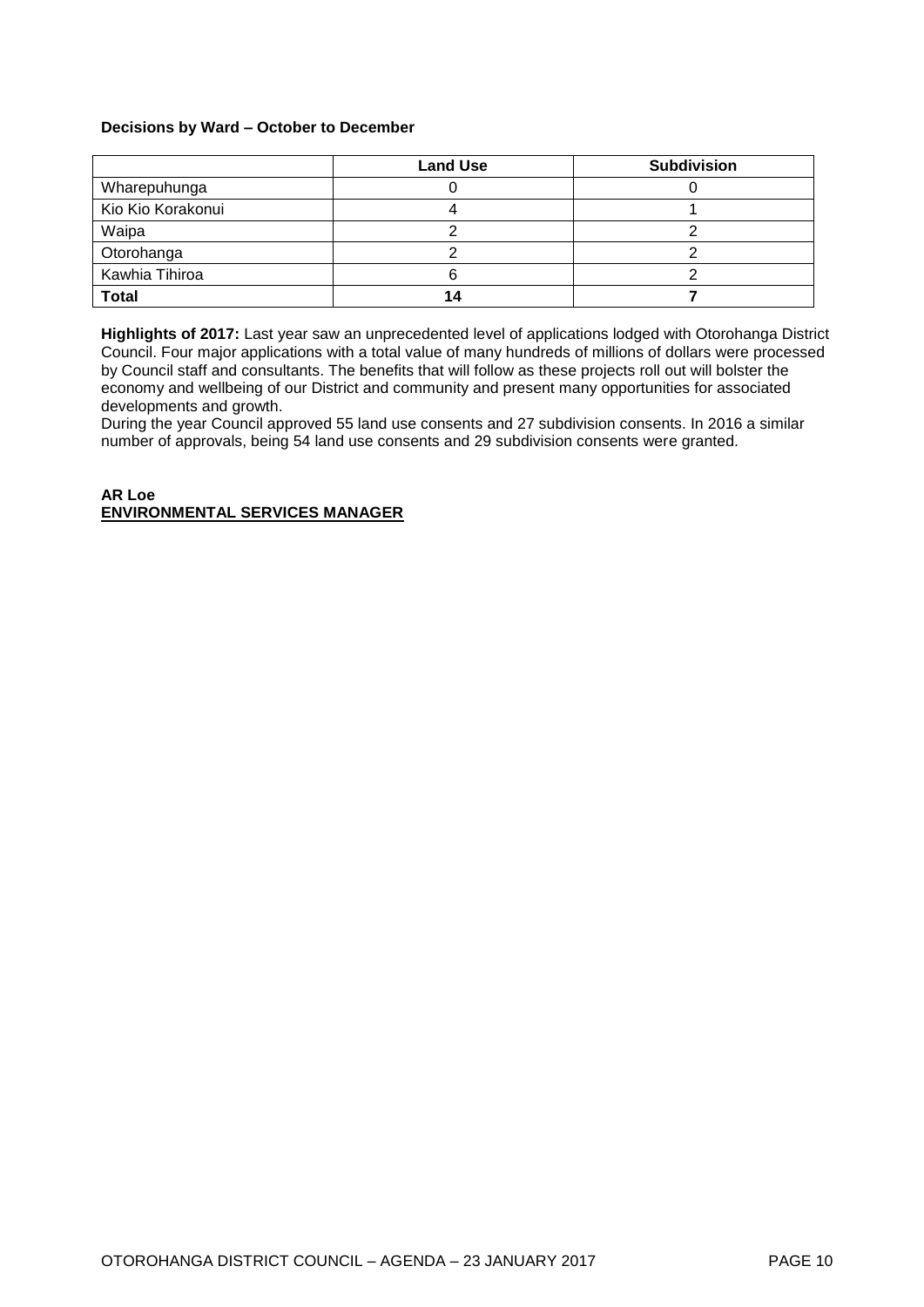**Decisions by Ward – October to December**

| | Land Use | Subdivision |
|---|---|---|
| Wharepuhunga | 0 | 0 |
| Kio Kio Korakonui | 4 | 1 |
| Waipa | 2 | 2 |
| Otorohanga | 2 | 2 |
| Kawhia Tihiroa | 6 | 2 |
| **Total** | **14** | **7** |

**Highlights of 2017:** Last year saw an unprecedented level of applications lodged with Otorohanga District Council. Four major applications with a total value of many hundreds of millions of dollars were processed by Council staff and consultants. The benefits that will follow as these projects roll out will bolster the economy and wellbeing of our District and community and present many opportunities for associated developments and growth.

During the year Council approved 55 land use consents and 27 subdivision consents. In 2016 a similar number of approvals, being 54 land use consents and 29 subdivision consents were granted.

**AR Loe**
**ENVIRONMENTAL SERVICES MANAGER**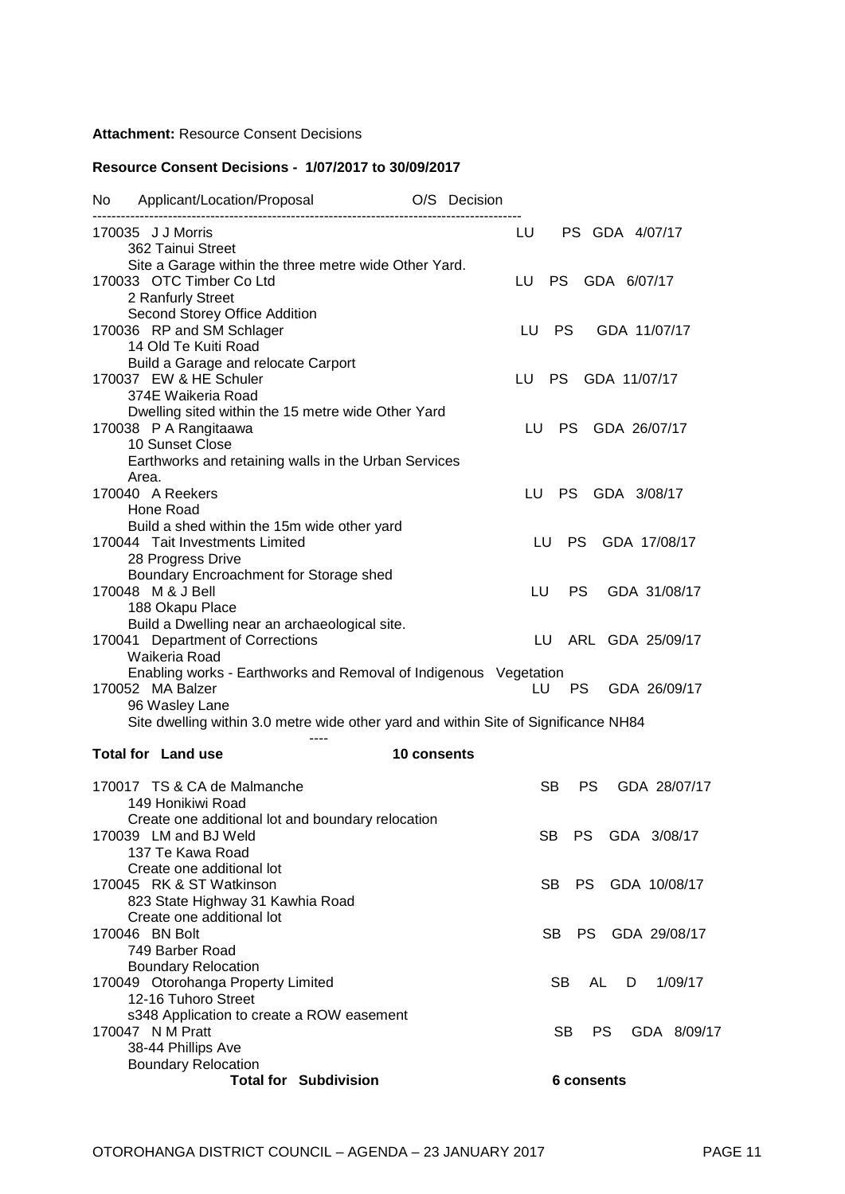**Attachment:** Resource Consent Decisions

**Resource Consent Decisions - 1/07/2017 to 30/09/2017**

| No | Applicant/Location/Proposal | | O/S | Decision | |
|---|---|---|---|---|---|
| 170035 | J J Morris<br>362 Tainui Street<br>Site a Garage within the three metre wide Other Yard. | LU | PS | GDA | 4/07/17 |
| 170033 | OTC Timber Co Ltd<br>2 Ranfurly Street<br>Second Storey Office Addition | LU | PS | GDA | 6/07/17 |
| 170036 | RP and SM Schlager<br>14 Old Te Kuiti Road<br>Build a Garage and relocate Carport | LU | PS | GDA | 11/07/17 |
| 170037 | EW & HE Schuler<br>374E Waikeria Road<br>Dwelling sited within the 15 metre wide Other Yard | LU | PS | GDA | 11/07/17 |
| 170038 | P A Rangitaawa<br>10 Sunset Close<br>Earthworks and retaining walls in the Urban Services Area. | LU | PS | GDA | 26/07/17 |
| 170040 | A Reekers<br>Hone Road<br>Build a shed within the 15m wide other yard | LU | PS | GDA | 3/08/17 |
| 170044 | Tait Investments Limited<br>28 Progress Drive<br>Boundary Encroachment for Storage shed | LU | PS | GDA | 17/08/17 |
| 170048 | M & J Bell<br>188 Okapu Place<br>Build a Dwelling near an archaeological site. | LU | PS | GDA | 31/08/17 |
| 170041 | Department of Corrections<br>Waikeria Road<br>Enabling works - Earthworks and Removal of Indigenous Vegetation | LU | ARL | GDA | 25/09/17 |
| 170052 | MA Balzer<br>96 Wasley Lane<br>Site dwelling within 3.0 metre wide other yard and within Site of Significance NH84 | LU | PS | GDA | 26/09/17 |

----

**Total for Land use** **10 consents**

| No | Applicant/Location/Proposal | | O/S | Decision | |
|---|---|---|---|---|---|
| 170017 | TS & CA de Malmanche<br>149 Honikiwi Road<br>Create one additional lot and boundary relocation | SB | PS | GDA | 28/07/17 |
| 170039 | LM and BJ Weld<br>137 Te Kawa Road<br>Create one additional lot | SB | PS | GDA | 3/08/17 |
| 170045 | RK & ST Watkinson<br>823 State Highway 31 Kawhia Road<br>Create one additional lot | SB | PS | GDA | 10/08/17 |
| 170046 | BN Bolt<br>749 Barber Road<br>Boundary Relocation | SB | PS | GDA | 29/08/17 |
| 170049 | Otorohanga Property Limited<br>12-16 Tuhoro Street<br>s348 Application to create a ROW easement | SB | AL | D | 1/09/17 |
| 170047 | N M Pratt<br>38-44 Phillips Ave<br>Boundary Relocation | SB | PS | GDA | 8/09/17 |

**Total for Subdivision** **6 consents**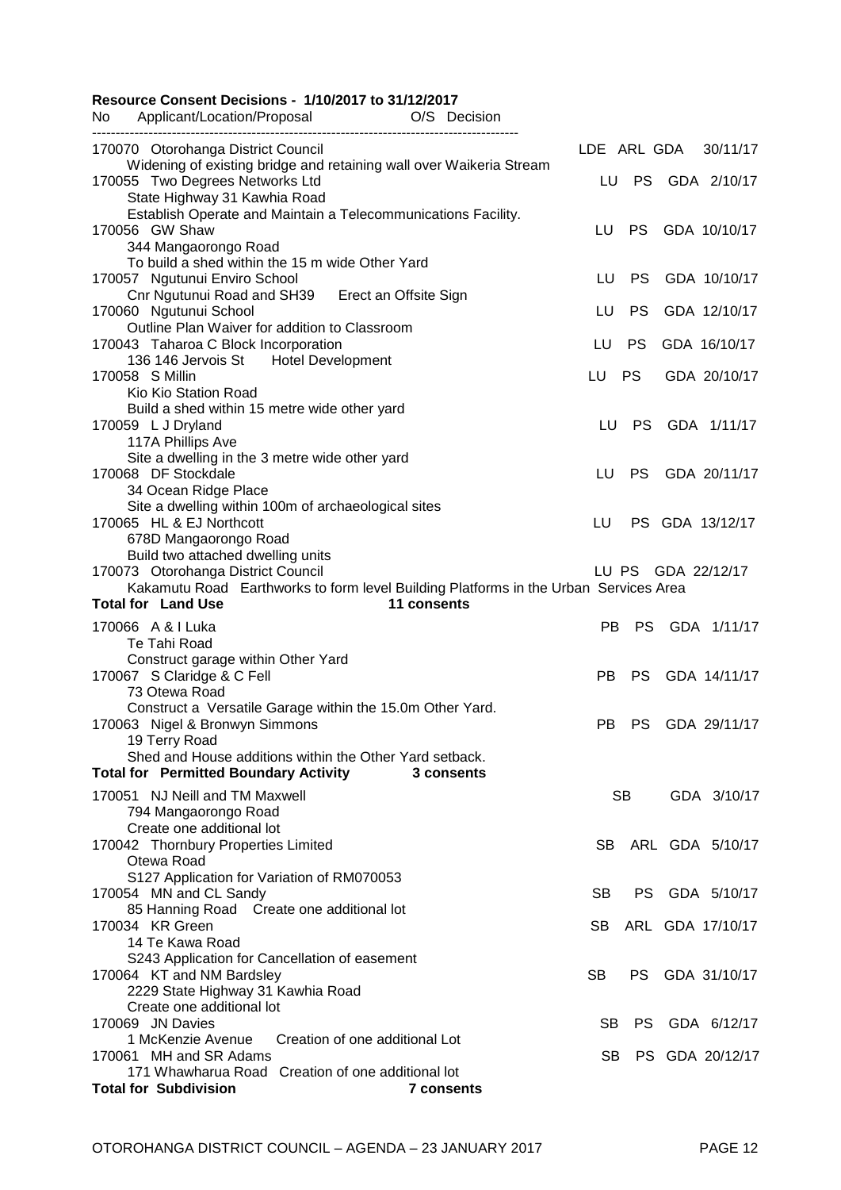**Resource Consent Decisions - 1/10/2017 to 31/12/2017**

| No | Applicant/Location/Proposal | | O/S | Decision | |
|---|---|---|---|---|---|
| 170070 | Otorohanga District Council<br>Widening of existing bridge and retaining wall over Waikeria Stream | LDE | ARL | GDA | 30/11/17 |
| 170055 | Two Degrees Networks Ltd<br>State Highway 31 Kawhia Road<br>Establish Operate and Maintain a Telecommunications Facility. | LU | PS | GDA | 2/10/17 |
| 170056 | GW Shaw<br>344 Mangaorongo Road<br>To build a shed within the 15 m wide Other Yard | LU | PS | GDA | 10/10/17 |
| 170057 | Ngutunui Enviro School<br>Cnr Ngutunui Road and SH39 Erect an Offsite Sign | LU | PS | GDA | 10/10/17 |
| 170060 | Ngutunui School<br>Outline Plan Waiver for addition to Classroom | LU | PS | GDA | 12/10/17 |
| 170043 | Taharoa C Block Incorporation<br>136 146 Jervois St Hotel Development | LU | PS | GDA | 16/10/17 |
| 170058 | S Millin<br>Kio Kio Station Road<br>Build a shed within 15 metre wide other yard | LU | PS | GDA | 20/10/17 |
| 170059 | L J Dryland<br>117A Phillips Ave<br>Site a dwelling in the 3 metre wide other yard | LU | PS | GDA | 1/11/17 |
| 170068 | DF Stockdale<br>34 Ocean Ridge Place<br>Site a dwelling within 100m of archaeological sites | LU | PS | GDA | 20/11/17 |
| 170065 | HL & EJ Northcott<br>678D Mangaorongo Road<br>Build two attached dwelling units | LU | PS | GDA | 13/12/17 |
| 170073 | Otorohanga District Council<br>Kakamutu Road Earthworks to form level Building Platforms in the Urban Services Area | LU | PS | GDA | 22/12/17 |
| **Total for Land Use** | **11 consents** | | | | |
| 170066 | A & I Luka<br>Te Tahi Road<br>Construct garage within Other Yard | PB | PS | GDA | 1/11/17 |
| 170067 | S Claridge & C Fell<br>73 Otewa Road<br>Construct a Versatile Garage within the 15.0m Other Yard. | PB | PS | GDA | 14/11/17 |
| 170063 | Nigel & Bronwyn Simmons<br>19 Terry Road<br>Shed and House additions within the Other Yard setback. | PB | PS | GDA | 29/11/17 |
| **Total for Permitted Boundary Activity** | **3 consents** | | | | |
| 170051 | NJ Neill and TM Maxwell<br>794 Mangaorongo Road<br>Create one additional lot | SB | | GDA | 3/10/17 |
| 170042 | Thornbury Properties Limited<br>Otewa Road<br>S127 Application for Variation of RM070053 | SB | ARL | GDA | 5/10/17 |
| 170054 | MN and CL Sandy<br>85 Hanning Road Create one additional lot | SB | PS | GDA | 5/10/17 |
| 170034 | KR Green<br>14 Te Kawa Road<br>S243 Application for Cancellation of easement | SB | ARL | GDA | 17/10/17 |
| 170064 | KT and NM Bardsley<br>2229 State Highway 31 Kawhia Road<br>Create one additional lot | SB | PS | GDA | 31/10/17 |
| 170069 | JN Davies<br>1 McKenzie Avenue Creation of one additional Lot | SB | PS | GDA | 6/12/17 |
| 170061 | MH and SR Adams<br>171 Whawharua Road Creation of one additional lot | SB | PS | GDA | 20/12/17 |
| **Total for Subdivision** | **7 consents** | | | | |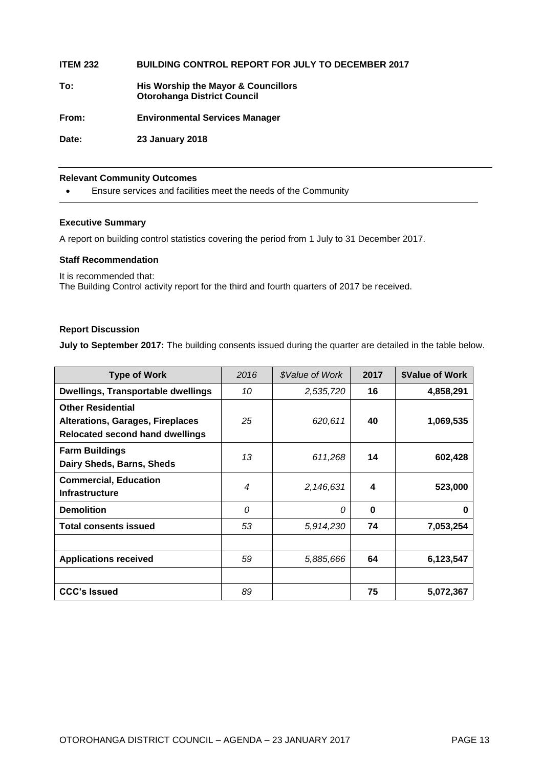**ITEM 232 BUILDING CONTROL REPORT FOR JULY TO DECEMBER 2017**

**To: His Worship the Mayor & Councillors**
**Otorohanga District Council**

**From: Environmental Services Manager**

**Date: 23 January 2018**

---

**Relevant Community Outcomes**

- Ensure services and facilities meet the needs of the Community

---

**Executive Summary**

A report on building control statistics covering the period from 1 July to 31 December 2017.

**Staff Recommendation**

It is recommended that:
The Building Control activity report for the third and fourth quarters of 2017 be received.

**Report Discussion**

**July to September 2017:** The building consents issued during the quarter are detailed in the table below.

| Type of Work | *2016* | *$Value of Work* | 2017 | $Value of Work |
|---|---|---|---|---|
| **Dwellings, Transportable dwellings** | *10* | *2,535,720* | **16** | **4,858,291** |
| **Other Residential**<br>**Alterations, Garages, Fireplaces**<br>**Relocated second hand dwellings** | *25* | *620,611* | **40** | **1,069,535** |
| **Farm Buildings**<br>**Dairy Sheds, Barns, Sheds** | *13* | *611,268* | **14** | **602,428** |
| **Commercial, Education**<br>**Infrastructure** | *4* | *2,146,631* | **4** | **523,000** |
| **Demolition** | *0* | *0* | **0** | **0** |
| **Total consents issued** | *53* | *5,914,230* | **74** | **7,053,254** |
| | | | | |
| **Applications received** | *59* | *5,885,666* | **64** | **6,123,547** |
| | | | | |
| **CCC's Issued** | *89* | | **75** | **5,072,367** |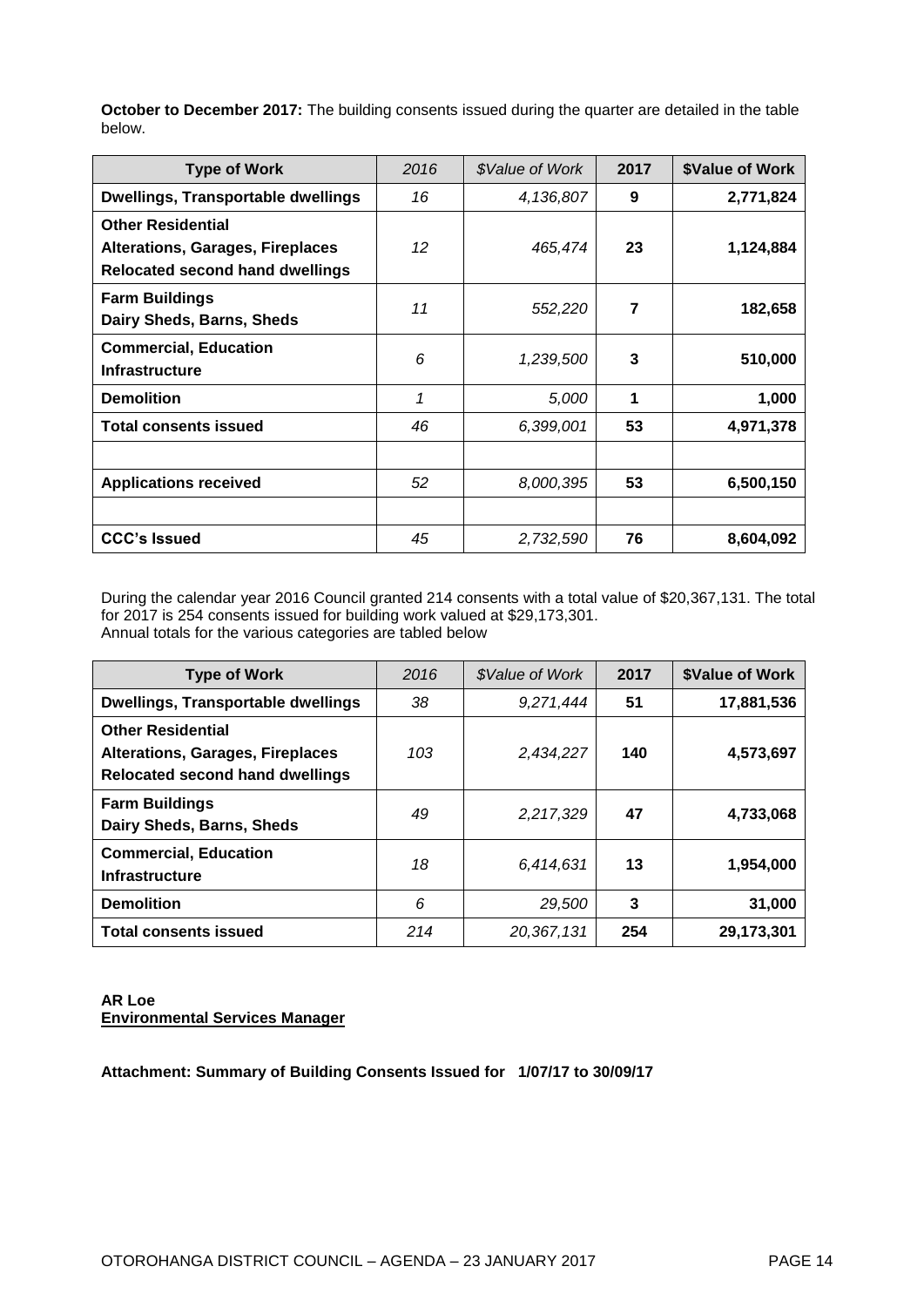**October to December 2017:** The building consents issued during the quarter are detailed in the table below.

| Type of Work | *2016* | *$Value of Work* | 2017 | $Value of Work |
|---|---|---|---|---|
| **Dwellings, Transportable dwellings** | *16* | *4,136,807* | **9** | **2,771,824** |
| **Other Residential Alterations, Garages, Fireplaces Relocated second hand dwellings** | *12* | *465,474* | **23** | **1,124,884** |
| **Farm Buildings Dairy Sheds, Barns, Sheds** | *11* | *552,220* | **7** | **182,658** |
| **Commercial, Education Infrastructure** | *6* | *1,239,500* | **3** | **510,000** |
| **Demolition** | *1* | *5,000* | **1** | **1,000** |
| **Total consents issued** | *46* | *6,399,001* | **53** | **4,971,378** |
| | | | | |
| **Applications received** | *52* | *8,000,395* | **53** | **6,500,150** |
| | | | | |
| **CCC's Issued** | *45* | *2,732,590* | **76** | **8,604,092** |

During the calendar year 2016 Council granted 214 consents with a total value of $20,367,131. The total for 2017 is 254 consents issued for building work valued at $29,173,301.
Annual totals for the various categories are tabled below

| Type of Work | *2016* | *$Value of Work* | 2017 | $Value of Work |
|---|---|---|---|---|
| **Dwellings, Transportable dwellings** | *38* | *9,271,444* | **51** | **17,881,536** |
| **Other Residential Alterations, Garages, Fireplaces Relocated second hand dwellings** | *103* | *2,434,227* | **140** | **4,573,697** |
| **Farm Buildings Dairy Sheds, Barns, Sheds** | *49* | *2,217,329* | **47** | **4,733,068** |
| **Commercial, Education Infrastructure** | *18* | *6,414,631* | **13** | **1,954,000** |
| **Demolition** | *6* | *29,500* | **3** | **31,000** |
| **Total consents issued** | *214* | *20,367,131* | **254** | **29,173,301** |

**AR Loe**
**Environmental Services Manager**

**Attachment: Summary of Building Consents Issued for 1/07/17 to 30/09/17**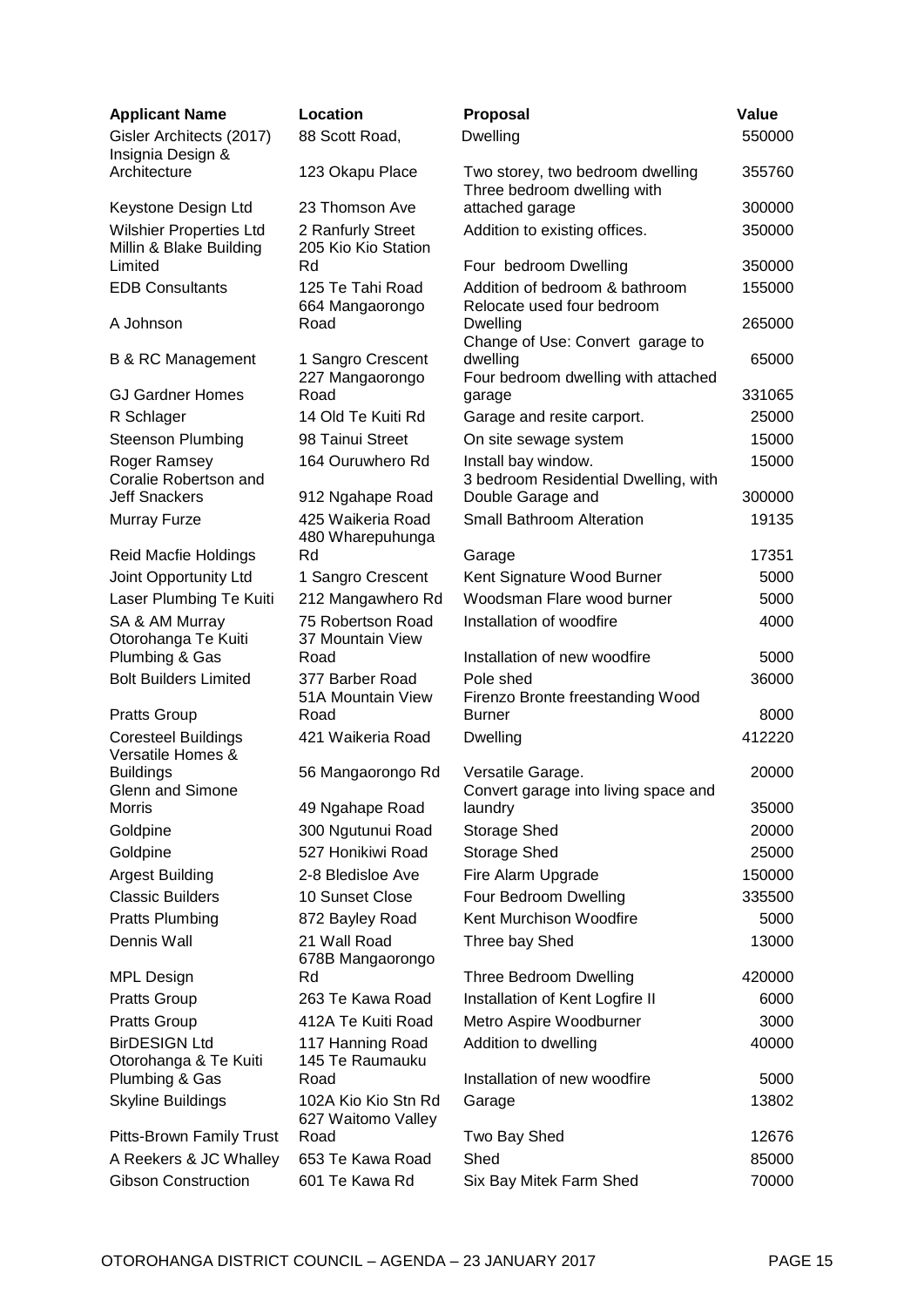| Applicant Name | Location | Proposal | Value |
|---|---|---|---|
| Gisler Architects (2017) | 88 Scott Road, | Dwelling | 550000 |
| Insignia Design & Architecture | 123 Okapu Place | Two storey, two bedroom dwelling | 355760 |
| Keystone Design Ltd | 23 Thomson Ave | Three bedroom dwelling with attached garage | 300000 |
| Wilshier Properties Ltd | 2 Ranfurly Street | Addition to existing offices. | 350000 |
| Millin & Blake Building Limited | 205 Kio Kio Station Rd | Four bedroom Dwelling | 350000 |
| EDB Consultants | 125 Te Tahi Road | Addition of bedroom & bathroom | 155000 |
| A Johnson | 664 Mangaorongo Road | Relocate used four bedroom Dwelling | 265000 |
| B & RC Management | 1 Sangro Crescent | Change of Use: Convert garage to dwelling | 65000 |
| GJ Gardner Homes | 227 Mangaorongo Road | Four bedroom dwelling with attached garage | 331065 |
| R Schlager | 14 Old Te Kuiti Rd | Garage and resite carport. | 25000 |
| Steenson Plumbing | 98 Tainui Street | On site sewage system | 15000 |
| Roger Ramsey | 164 Ouruwhero Rd | Install bay window. | 15000 |
| Coralie Robertson and Jeff Snackers | 912 Ngahape Road | 3 bedroom Residential Dwelling, with Double Garage and | 300000 |
| Murray Furze | 425 Waikeria Road | Small Bathroom Alteration | 19135 |
| Reid Macfie Holdings | 480 Wharepuhunga Rd | Garage | 17351 |
| Joint Opportunity Ltd | 1 Sangro Crescent | Kent Signature Wood Burner | 5000 |
| Laser Plumbing Te Kuiti | 212 Mangawhero Rd | Woodsman Flare wood burner | 5000 |
| SA & AM Murray | 75 Robertson Road | Installation of woodfire | 4000 |
| Otorohanga Te Kuiti Plumbing & Gas | 37 Mountain View Road | Installation of new woodfire | 5000 |
| Bolt Builders Limited | 377 Barber Road | Pole shed | 36000 |
| Pratts Group | 51A Mountain View Road | Firenzo Bronte freestanding Wood Burner | 8000 |
| Coresteel Buildings | 421 Waikeria Road | Dwelling | 412220 |
| Versatile Homes & Buildings | 56 Mangaorongo Rd | Versatile Garage. | 20000 |
| Glenn and Simone Morris | 49 Ngahape Road | Convert garage into living space and laundry | 35000 |
| Goldpine | 300 Ngutunui Road | Storage Shed | 20000 |
| Goldpine | 527 Honikiwi Road | Storage Shed | 25000 |
| Argest Building | 2-8 Bledisloe Ave | Fire Alarm Upgrade | 150000 |
| Classic Builders | 10 Sunset Close | Four Bedroom Dwelling | 335500 |
| Pratts Plumbing | 872 Bayley Road | Kent Murchison Woodfire | 5000 |
| Dennis Wall | 21 Wall Road | Three bay Shed | 13000 |
| MPL Design | 678B Mangaorongo Rd | Three Bedroom Dwelling | 420000 |
| Pratts Group | 263 Te Kawa Road | Installation of Kent Logfire II | 6000 |
| Pratts Group | 412A Te Kuiti Road | Metro Aspire Woodburner | 3000 |
| BirDESIGN Ltd | 117 Hanning Road | Addition to dwelling | 40000 |
| Otorohanga & Te Kuiti Plumbing & Gas | 145 Te Raumauku Road | Installation of new woodfire | 5000 |
| Skyline Buildings | 102A Kio Kio Stn Rd | Garage | 13802 |
| Pitts-Brown Family Trust | 627 Waitomo Valley Road | Two Bay Shed | 12676 |
| A Reekers & JC Whalley | 653 Te Kawa Road | Shed | 85000 |
| Gibson Construction | 601 Te Kawa Rd | Six Bay Mitek Farm Shed | 70000 |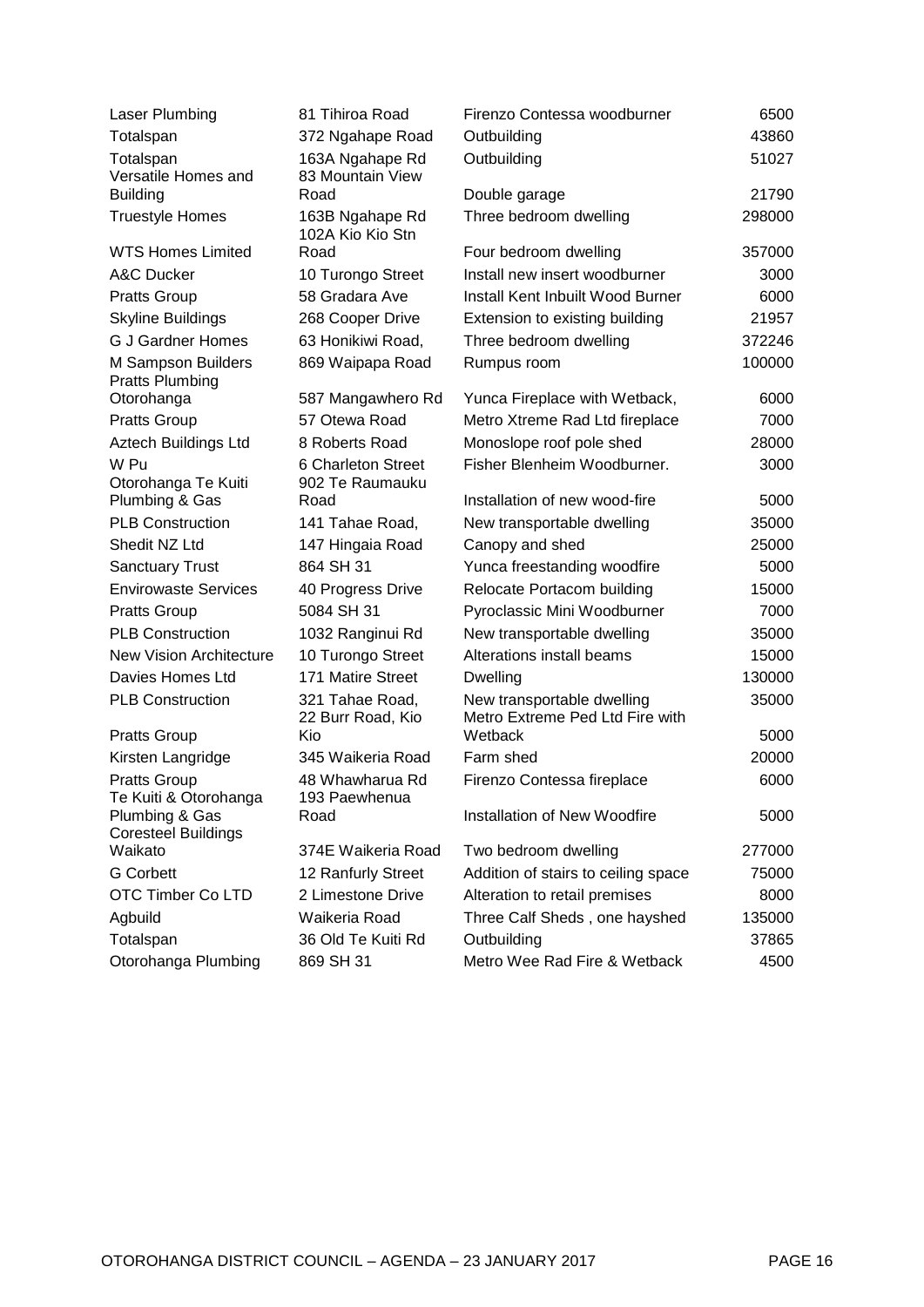| | | | |
|---|---|---|---|
| Laser Plumbing | 81 Tihiroa Road | Firenzo Contessa woodburner | 6500 |
| Totalspan | 372 Ngahape Road | Outbuilding | 43860 |
| Totalspan | 163A Ngahape Rd | Outbuilding | 51027 |
| Versatile Homes and Building | 83 Mountain View Road | Double garage | 21790 |
| Truestyle Homes | 163B Ngahape Rd | Three bedroom dwelling | 298000 |
| WTS Homes Limited | 102A Kio Kio Stn Road | Four bedroom dwelling | 357000 |
| A&C Ducker | 10 Turongo Street | Install new insert woodburner | 3000 |
| Pratts Group | 58 Gradara Ave | Install Kent Inbuilt Wood Burner | 6000 |
| Skyline Buildings | 268 Cooper Drive | Extension to existing building | 21957 |
| G J Gardner Homes | 63 Honikiwi Road, | Three bedroom dwelling | 372246 |
| M Sampson Builders | 869 Waipapa Road | Rumpus room | 100000 |
| Pratts Plumbing Otorohanga | 587 Mangawhero Rd | Yunca Fireplace with Wetback, | 6000 |
| Pratts Group | 57 Otewa Road | Metro Xtreme Rad Ltd fireplace | 7000 |
| Aztech Buildings Ltd | 8 Roberts Road | Monoslope roof pole shed | 28000 |
| W Pu | 6 Charleton Street | Fisher Blenheim Woodburner. | 3000 |
| Otorohanga Te Kuiti Plumbing & Gas | 902 Te Raumauku Road | Installation of new wood-fire | 5000 |
| PLB Construction | 141 Tahae Road, | New transportable dwelling | 35000 |
| Shedit NZ Ltd | 147 Hingaia Road | Canopy and shed | 25000 |
| Sanctuary Trust | 864 SH 31 | Yunca freestanding woodfire | 5000 |
| Envirowaste Services | 40 Progress Drive | Relocate Portacom building | 15000 |
| Pratts Group | 5084 SH 31 | Pyroclassic Mini Woodburner | 7000 |
| PLB Construction | 1032 Ranginui Rd | New transportable dwelling | 35000 |
| New Vision Architecture | 10 Turongo Street | Alterations install beams | 15000 |
| Davies Homes Ltd | 171 Matire Street | Dwelling | 130000 |
| PLB Construction | 321 Tahae Road, | New transportable dwelling | 35000 |
| Pratts Group | 22 Burr Road, Kio Kio | Metro Extreme Ped Ltd Fire with Wetback | 5000 |
| Kirsten Langridge | 345 Waikeria Road | Farm shed | 20000 |
| Pratts Group | 48 Whawharua Rd | Firenzo Contessa fireplace | 6000 |
| Te Kuiti & Otorohanga Plumbing & Gas | 193 Paewhenua Road | Installation of New Woodfire | 5000 |
| Coresteel Buildings Waikato | 374E Waikeria Road | Two bedroom dwelling | 277000 |
| G Corbett | 12 Ranfurly Street | Addition of stairs to ceiling space | 75000 |
| OTC Timber Co LTD | 2 Limestone Drive | Alteration to retail premises | 8000 |
| Agbuild | Waikeria Road | Three Calf Sheds , one hayshed | 135000 |
| Totalspan | 36 Old Te Kuiti Rd | Outbuilding | 37865 |
| Otorohanga Plumbing | 869 SH 31 | Metro Wee Rad Fire & Wetback | 4500 |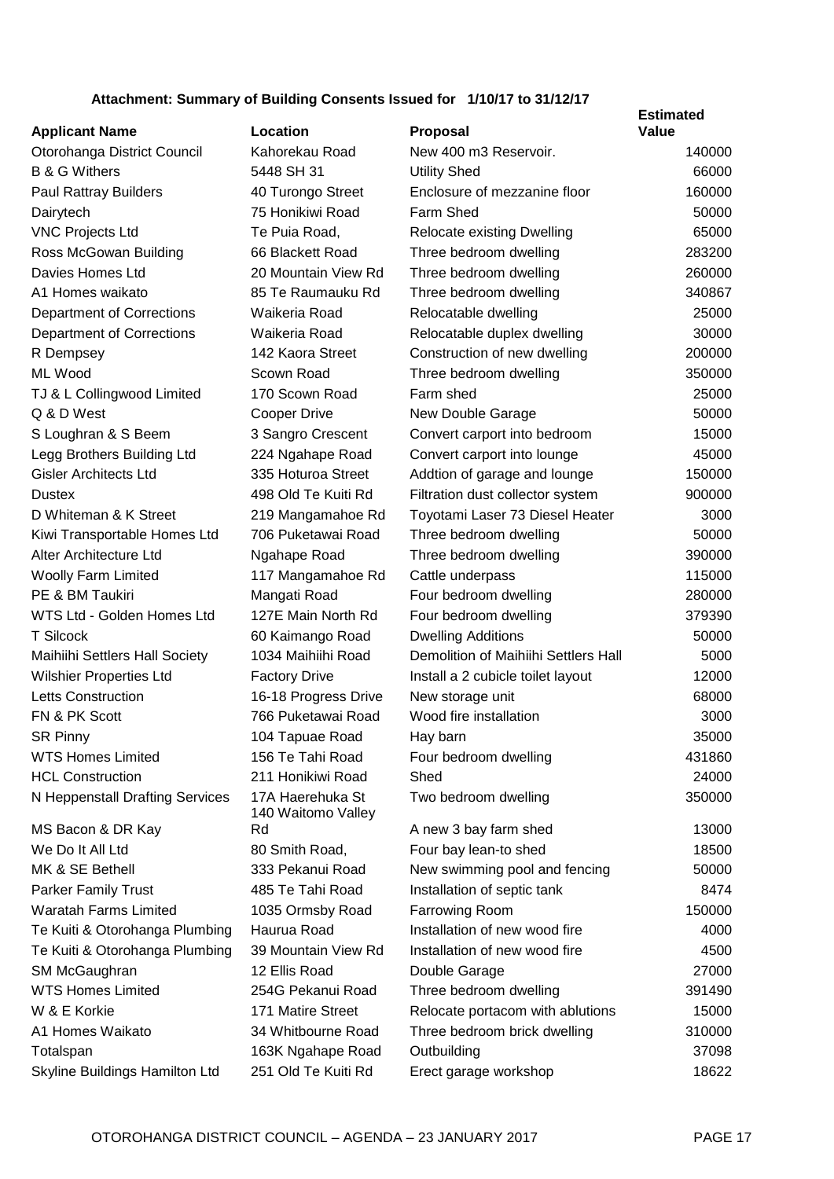**Attachment: Summary of Building Consents Issued for 1/10/17 to 31/12/17**

| Applicant Name | Location | Proposal | Estimated Value |
|---|---|---|---|
| Otorohanga District Council | Kahorekau Road | New 400 m3 Reservoir. | 140000 |
| B & G Withers | 5448 SH 31 | Utility Shed | 66000 |
| Paul Rattray Builders | 40 Turongo Street | Enclosure of mezzanine floor | 160000 |
| Dairytech | 75 Honikiwi Road | Farm Shed | 50000 |
| VNC Projects Ltd | Te Puia Road, | Relocate existing Dwelling | 65000 |
| Ross McGowan Building | 66 Blackett Road | Three bedroom dwelling | 283200 |
| Davies Homes Ltd | 20 Mountain View Rd | Three bedroom dwelling | 260000 |
| A1 Homes waikato | 85 Te Raumauku Rd | Three bedroom dwelling | 340867 |
| Department of Corrections | Waikeria Road | Relocatable dwelling | 25000 |
| Department of Corrections | Waikeria Road | Relocatable duplex dwelling | 30000 |
| R Dempsey | 142 Kaora Street | Construction of new dwelling | 200000 |
| ML Wood | Scown Road | Three bedroom dwelling | 350000 |
| TJ & L Collingwood Limited | 170 Scown Road | Farm shed | 25000 |
| Q & D West | Cooper Drive | New Double Garage | 50000 |
| S Loughran & S Beem | 3 Sangro Crescent | Convert carport into bedroom | 15000 |
| Legg Brothers Building Ltd | 224 Ngahape Road | Convert carport into lounge | 45000 |
| Gisler Architects Ltd | 335 Hoturoa Street | Addtion of garage and lounge | 150000 |
| Dustex | 498 Old Te Kuiti Rd | Filtration dust collector system | 900000 |
| D Whiteman & K Street | 219 Mangamahoe Rd | Toyotami Laser 73 Diesel Heater | 3000 |
| Kiwi Transportable Homes Ltd | 706 Puketawai Road | Three bedroom dwelling | 50000 |
| Alter Architecture Ltd | Ngahape Road | Three bedroom dwelling | 390000 |
| Woolly Farm Limited | 117 Mangamahoe Rd | Cattle underpass | 115000 |
| PE & BM Taukiri | Mangati Road | Four bedroom dwelling | 280000 |
| WTS Ltd - Golden Homes Ltd | 127E Main North Rd | Four bedroom dwelling | 379390 |
| T Silcock | 60 Kaimango Road | Dwelling Additions | 50000 |
| Maihiihi Settlers Hall Society | 1034 Maihiihi Road | Demolition of Maihiihi Settlers Hall | 5000 |
| Wilshier Properties Ltd | Factory Drive | Install a 2 cubicle toilet layout | 12000 |
| Letts Construction | 16-18 Progress Drive | New storage unit | 68000 |
| FN & PK Scott | 766 Puketawai Road | Wood fire installation | 3000 |
| SR Pinny | 104 Tapuae Road | Hay barn | 35000 |
| WTS Homes Limited | 156 Te Tahi Road | Four bedroom dwelling | 431860 |
| HCL Construction | 211 Honikiwi Road | Shed | 24000 |
| N Heppenstall Drafting Services | 17A Haerehuka St | Two bedroom dwelling | 350000 |
| MS Bacon & DR Kay | 140 Waitomo Valley Rd | A new 3 bay farm shed | 13000 |
| We Do It All Ltd | 80 Smith Road, | Four bay lean-to shed | 18500 |
| MK & SE Bethell | 333 Pekanui Road | New swimming pool and fencing | 50000 |
| Parker Family Trust | 485 Te Tahi Road | Installation of septic tank | 8474 |
| Waratah Farms Limited | 1035 Ormsby Road | Farrowing Room | 150000 |
| Te Kuiti & Otorohanga Plumbing | Haurua Road | Installation of new wood fire | 4000 |
| Te Kuiti & Otorohanga Plumbing | 39 Mountain View Rd | Installation of new wood fire | 4500 |
| SM McGaughran | 12 Ellis Road | Double Garage | 27000 |
| WTS Homes Limited | 254G Pekanui Road | Three bedroom dwelling | 391490 |
| W & E Korkie | 171 Matire Street | Relocate portacom with ablutions | 15000 |
| A1 Homes Waikato | 34 Whitbourne Road | Three bedroom brick dwelling | 310000 |
| Totalspan | 163K Ngahape Road | Outbuilding | 37098 |
| Skyline Buildings Hamilton Ltd | 251 Old Te Kuiti Rd | Erect garage workshop | 18622 |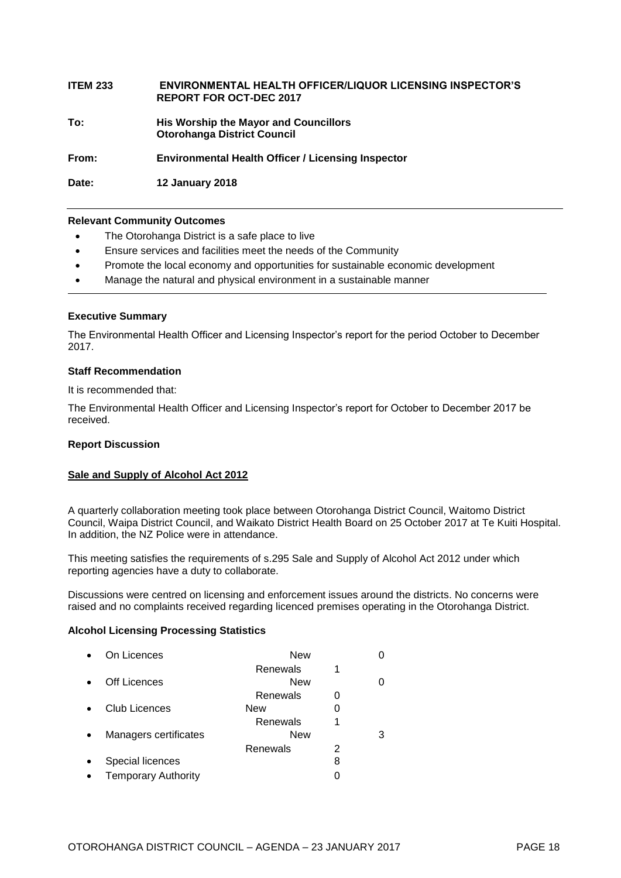**ITEM 233 ENVIRONMENTAL HEALTH OFFICER/LIQUOR LICENSING INSPECTOR'S REPORT FOR OCT-DEC 2017**

**To:** **His Worship the Mayor and Councillors Otorohanga District Council**

**From:** **Environmental Health Officer / Licensing Inspector**

**Date:** **12 January 2018**

---

**Relevant Community Outcomes**

- The Otorohanga District is a safe place to live
- Ensure services and facilities meet the needs of the Community
- Promote the local economy and opportunities for sustainable economic development
- Manage the natural and physical environment in a sustainable manner

---

**Executive Summary**

The Environmental Health Officer and Licensing Inspector's report for the period October to December 2017.

**Staff Recommendation**

It is recommended that:

The Environmental Health Officer and Licensing Inspector's report for October to December 2017 be received.

**Report Discussion**

**<u>Sale and Supply of Alcohol Act 2012</u>**

A quarterly collaboration meeting took place between Otorohanga District Council, Waitomo District Council, Waipa District Council, and Waikato District Health Board on 25 October 2017 at Te Kuiti Hospital. In addition, the NZ Police were in attendance.

This meeting satisfies the requirements of s.295 Sale and Supply of Alcohol Act 2012 under which reporting agencies have a duty to collaborate.

Discussions were centred on licensing and enforcement issues around the districts. No concerns were raised and no complaints received regarding licenced premises operating in the Otorohanga District.

**Alcohol Licensing Processing Statistics**

| | | |
|---|---|---|
| On Licences | New | 0 |
| | Renewals | 1 |
| Off Licences | New | 0 |
| | Renewals | 0 |
| Club Licences | New | 0 |
| | Renewals | 1 |
| Managers certificates | New | 3 |
| | Renewals | 2 |
| Special licences | | 8 |
| Temporary Authority | | 0 |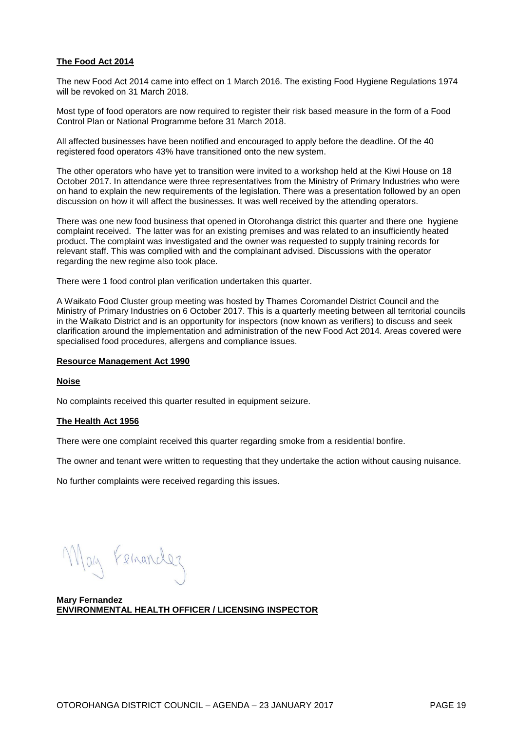**The Food Act 2014**

The new Food Act 2014 came into effect on 1 March 2016. The existing Food Hygiene Regulations 1974 will be revoked on 31 March 2018.

Most type of food operators are now required to register their risk based measure in the form of a Food Control Plan or National Programme before 31 March 2018.

All affected businesses have been notified and encouraged to apply before the deadline. Of the 40 registered food operators 43% have transitioned onto the new system.

The other operators who have yet to transition were invited to a workshop held at the Kiwi House on 18 October 2017. In attendance were three representatives from the Ministry of Primary Industries who were on hand to explain the new requirements of the legislation. There was a presentation followed by an open discussion on how it will affect the businesses. It was well received by the attending operators.

There was one new food business that opened in Otorohanga district this quarter and there one hygiene complaint received. The latter was for an existing premises and was related to an insufficiently heated product. The complaint was investigated and the owner was requested to supply training records for relevant staff. This was complied with and the complainant advised. Discussions with the operator regarding the new regime also took place.

There were 1 food control plan verification undertaken this quarter.

A Waikato Food Cluster group meeting was hosted by Thames Coromandel District Council and the Ministry of Primary Industries on 6 October 2017. This is a quarterly meeting between all territorial councils in the Waikato District and is an opportunity for inspectors (now known as verifiers) to discuss and seek clarification around the implementation and administration of the new Food Act 2014. Areas covered were specialised food procedures, allergens and compliance issues.

**Resource Management Act 1990**

**Noise**

No complaints received this quarter resulted in equipment seizure.

**The Health Act 1956**

There were one complaint received this quarter regarding smoke from a residential bonfire.

The owner and tenant were written to requesting that they undertake the action without causing nuisance.

No further complaints were received regarding this issues.

Mary Fernandez

**Mary Fernandez**
**ENVIRONMENTAL HEALTH OFFICER / LICENSING INSPECTOR**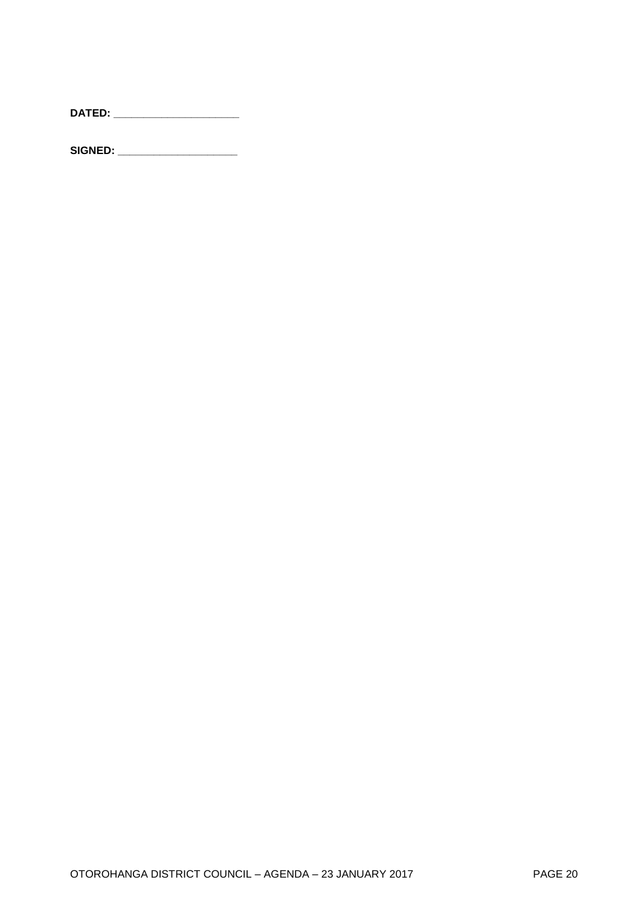**DATED: ____________________**

**SIGNED: ___________________**